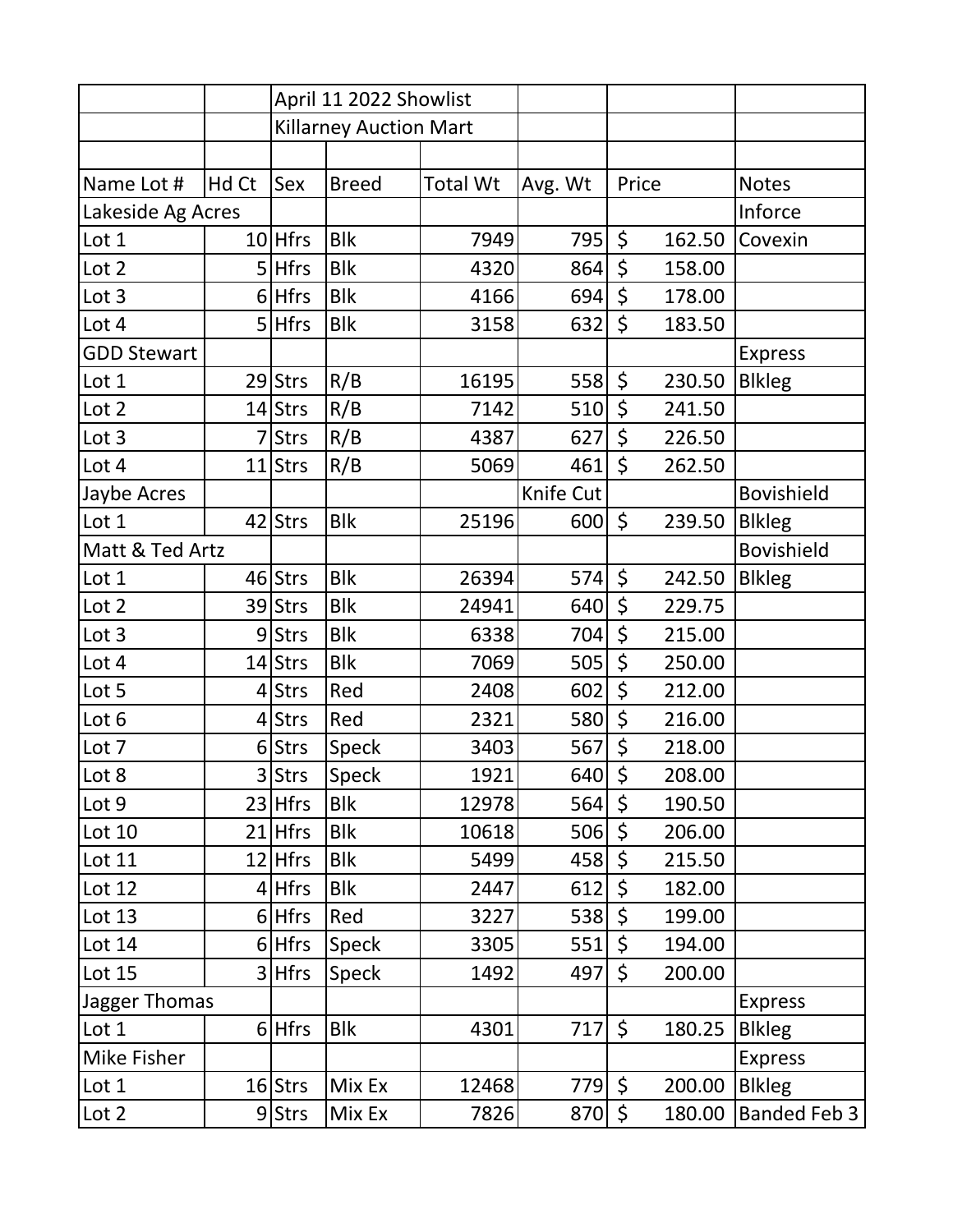| | | April 11 2022 Showlist | | | | | |
|---|---|---|---|---|---|---|---|
| | | Killarney Auction Mart | | | | | |
| | | | | | | | |
| Name Lot # | Hd Ct | Sex | Breed | Total Wt | Avg. Wt | Price | Notes |
| Lakeside Ag Acres | | | | | | | Inforce |
| Lot 1 | 10 | Hfrs | Blk | 7949 | 795 | $ 162.50 | Covexin |
| Lot 2 | 5 | Hfrs | Blk | 4320 | 864 | $ 158.00 | |
| Lot 3 | 6 | Hfrs | Blk | 4166 | 694 | $ 178.00 | |
| Lot 4 | 5 | Hfrs | Blk | 3158 | 632 | $ 183.50 | |
| GDD Stewart | | | | | | | Express |
| Lot 1 | 29 | Strs | R/B | 16195 | 558 | $ 230.50 | Blkleg |
| Lot 2 | 14 | Strs | R/B | 7142 | 510 | $ 241.50 | |
| Lot 3 | 7 | Strs | R/B | 4387 | 627 | $ 226.50 | |
| Lot 4 | 11 | Strs | R/B | 5069 | 461 | $ 262.50 | |
| Jaybe Acres | | | | | Knife Cut | | Bovishield |
| Lot 1 | 42 | Strs | Blk | 25196 | 600 | $ 239.50 | Blkleg |
| Matt & Ted Artz | | | | | | | Bovishield |
| Lot 1 | 46 | Strs | Blk | 26394 | 574 | $ 242.50 | Blkleg |
| Lot 2 | 39 | Strs | Blk | 24941 | 640 | $ 229.75 | |
| Lot 3 | 9 | Strs | Blk | 6338 | 704 | $ 215.00 | |
| Lot 4 | 14 | Strs | Blk | 7069 | 505 | $ 250.00 | |
| Lot 5 | 4 | Strs | Red | 2408 | 602 | $ 212.00 | |
| Lot 6 | 4 | Strs | Red | 2321 | 580 | $ 216.00 | |
| Lot 7 | 6 | Strs | Speck | 3403 | 567 | $ 218.00 | |
| Lot 8 | 3 | Strs | Speck | 1921 | 640 | $ 208.00 | |
| Lot 9 | 23 | Hfrs | Blk | 12978 | 564 | $ 190.50 | |
| Lot 10 | 21 | Hfrs | Blk | 10618 | 506 | $ 206.00 | |
| Lot 11 | 12 | Hfrs | Blk | 5499 | 458 | $ 215.50 | |
| Lot 12 | 4 | Hfrs | Blk | 2447 | 612 | $ 182.00 | |
| Lot 13 | 6 | Hfrs | Red | 3227 | 538 | $ 199.00 | |
| Lot 14 | 6 | Hfrs | Speck | 3305 | 551 | $ 194.00 | |
| Lot 15 | 3 | Hfrs | Speck | 1492 | 497 | $ 200.00 | |
| Jagger Thomas | | | | | | | Express |
| Lot 1 | 6 | Hfrs | Blk | 4301 | 717 | $ 180.25 | Blkleg |
| Mike Fisher | | | | | | | Express |
| Lot 1 | 16 | Strs | Mix Ex | 12468 | 779 | $ 200.00 | Blkleg |
| Lot 2 | 9 | Strs | Mix Ex | 7826 | 870 | $ 180.00 | Banded Feb 3 |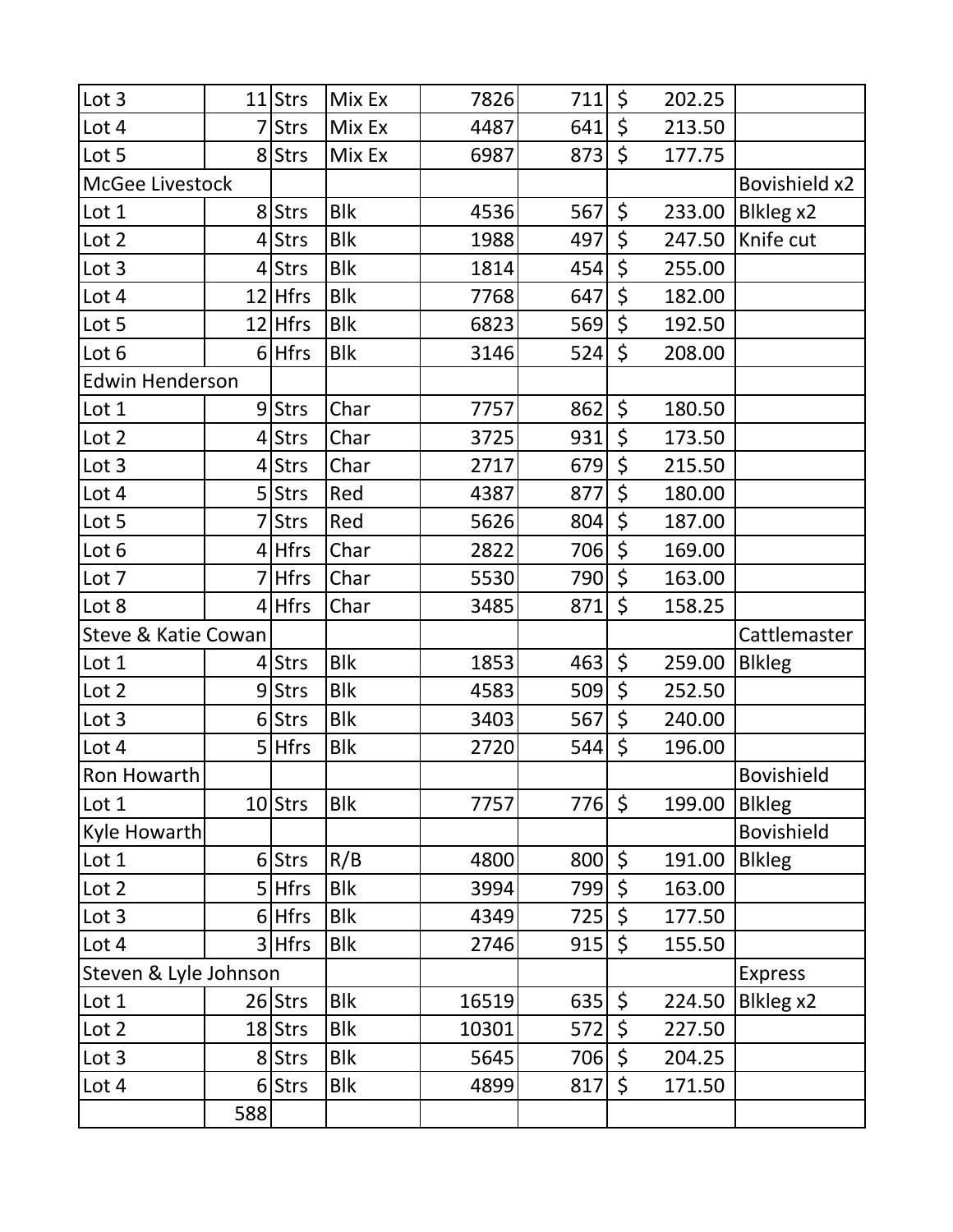| | | | | | | | | |
|---|---|---|---|---|---|---|---|---|
| Lot 3 | 11 | Strs | Mix Ex | 7826 | 711 | $ | 202.25 | |
| Lot 4 | 7 | Strs | Mix Ex | 4487 | 641 | $ | 213.50 | |
| Lot 5 | 8 | Strs | Mix Ex | 6987 | 873 | $ | 177.75 | |
| McGee Livestock | | | | | | | | Bovishield x2 |
| Lot 1 | 8 | Strs | Blk | 4536 | 567 | $ | 233.00 | Blkleg x2 |
| Lot 2 | 4 | Strs | Blk | 1988 | 497 | $ | 247.50 | Knife cut |
| Lot 3 | 4 | Strs | Blk | 1814 | 454 | $ | 255.00 | |
| Lot 4 | 12 | Hfrs | Blk | 7768 | 647 | $ | 182.00 | |
| Lot 5 | 12 | Hfrs | Blk | 6823 | 569 | $ | 192.50 | |
| Lot 6 | 6 | Hfrs | Blk | 3146 | 524 | $ | 208.00 | |
| Edwin Henderson | | | | | | | | |
| Lot 1 | 9 | Strs | Char | 7757 | 862 | $ | 180.50 | |
| Lot 2 | 4 | Strs | Char | 3725 | 931 | $ | 173.50 | |
| Lot 3 | 4 | Strs | Char | 2717 | 679 | $ | 215.50 | |
| Lot 4 | 5 | Strs | Red | 4387 | 877 | $ | 180.00 | |
| Lot 5 | 7 | Strs | Red | 5626 | 804 | $ | 187.00 | |
| Lot 6 | 4 | Hfrs | Char | 2822 | 706 | $ | 169.00 | |
| Lot 7 | 7 | Hfrs | Char | 5530 | 790 | $ | 163.00 | |
| Lot 8 | 4 | Hfrs | Char | 3485 | 871 | $ | 158.25 | |
| Steve & Katie Cowan | | | | | | | | Cattlemaster |
| Lot 1 | 4 | Strs | Blk | 1853 | 463 | $ | 259.00 | Blkleg |
| Lot 2 | 9 | Strs | Blk | 4583 | 509 | $ | 252.50 | |
| Lot 3 | 6 | Strs | Blk | 3403 | 567 | $ | 240.00 | |
| Lot 4 | 5 | Hfrs | Blk | 2720 | 544 | $ | 196.00 | |
| Ron Howarth | | | | | | | | Bovishield |
| Lot 1 | 10 | Strs | Blk | 7757 | 776 | $ | 199.00 | Blkleg |
| Kyle Howarth | | | | | | | | Bovishield |
| Lot 1 | 6 | Strs | R/B | 4800 | 800 | $ | 191.00 | Blkleg |
| Lot 2 | 5 | Hfrs | Blk | 3994 | 799 | $ | 163.00 | |
| Lot 3 | 6 | Hfrs | Blk | 4349 | 725 | $ | 177.50 | |
| Lot 4 | 3 | Hfrs | Blk | 2746 | 915 | $ | 155.50 | |
| Steven & Lyle Johnson | | | | | | | | Express |
| Lot 1 | 26 | Strs | Blk | 16519 | 635 | $ | 224.50 | Blkleg x2 |
| Lot 2 | 18 | Strs | Blk | 10301 | 572 | $ | 227.50 | |
| Lot 3 | 8 | Strs | Blk | 5645 | 706 | $ | 204.25 | |
| Lot 4 | 6 | Strs | Blk | 4899 | 817 | $ | 171.50 | |
| | 588 | | | | | | | |